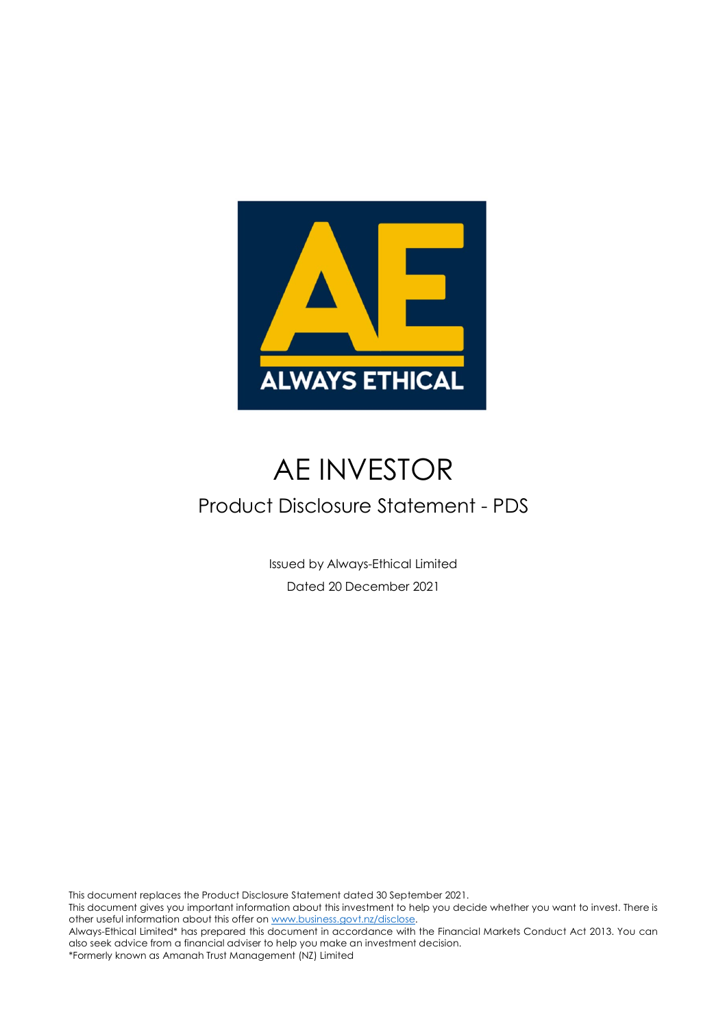# AE INVESTOR

## Product Disclosure Statement - PDS

Issued by Always-Ethical Limited

Dated 20 December 2021

This document replaces the Product Disclosure Statement dated 30 September 2021.

This document gives you important information about this investment to help you decide whether you want to invest. There is other useful information about this offer on www.business.govt.nz/disclose.

Always-Ethical Limited* has prepared this document in accordance with the Financial Markets Conduct Act 2013. You can also seek advice from a financial adviser to help you make an investment decision.

*Formerly known as Amanah Trust Management (NZ) Limited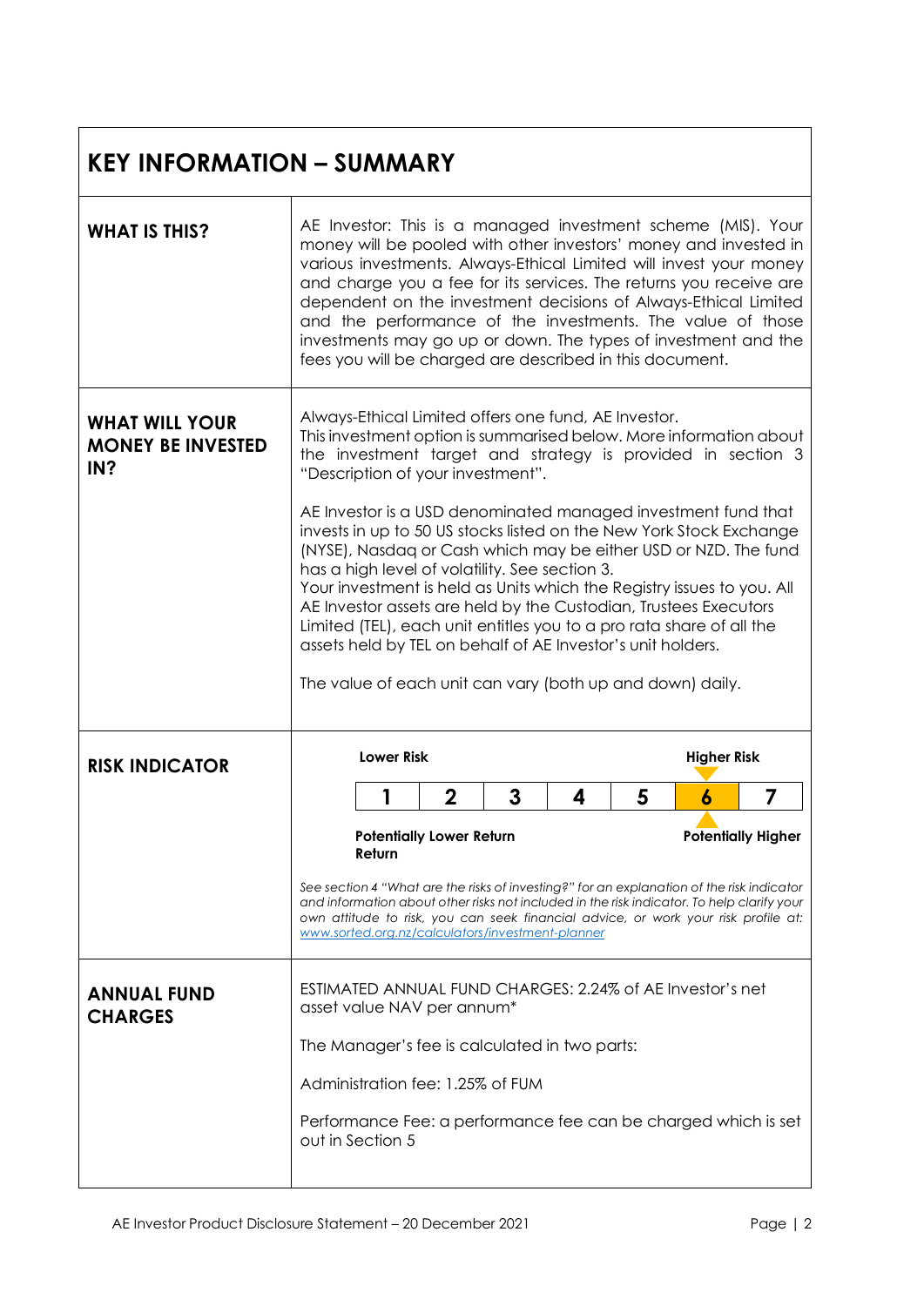# KEY INFORMATION – SUMMARY

| | |
|---|---|
| **WHAT IS THIS?** | AE Investor: This is a managed investment scheme (MIS). Your money will be pooled with other investors' money and invested in various investments. Always-Ethical Limited will invest your money and charge you a fee for its services. The returns you receive are dependent on the investment decisions of Always-Ethical Limited and the performance of the investments. The value of those investments may go up or down. The types of investment and the fees you will be charged are described in this document. |
| **WHAT WILL YOUR MONEY BE INVESTED IN?** | Always-Ethical Limited offers one fund, AE Investor. This investment option is summarised below. More information about the investment target and strategy is provided in section 3 "Description of your investment".<br><br>AE Investor is a USD denominated managed investment fund that invests in up to 50 US stocks listed on the New York Stock Exchange (NYSE), Nasdaq or Cash which may be either USD or NZD. The fund has a high level of volatility. See section 3.<br>Your investment is held as Units which the Registry issues to you. All AE Investor assets are held by the Custodian, Trustees Executors Limited (TEL), each unit entitles you to a pro rata share of all the assets held by TEL on behalf of AE Investor's unit holders.<br><br>The value of each unit can vary (both up and down) daily. |
| **RISK INDICATOR** | **Lower Risk** — **Higher Risk**<br><br>1 \| 2 \| 3 \| 4 \| 5 \| **6** (indicated) \| 7<br><br>**Potentially Lower Return** — **Potentially Higher Return**<br><br>*See section 4 "What are the risks of investing?" for an explanation of the risk indicator and information about other risks not included in the risk indicator. To help clarify your own attitude to risk, you can seek financial advice, or work your risk profile at: www.sorted.org.nz/calculators/investment-planner* |
| **ANNUAL FUND CHARGES** | ESTIMATED ANNUAL FUND CHARGES: 2.24% of AE Investor's net asset value NAV per annum*<br><br>The Manager's fee is calculated in two parts:<br><br>Administration fee: 1.25% of FUM<br><br>Performance Fee: a performance fee can be charged which is set out in Section 5 |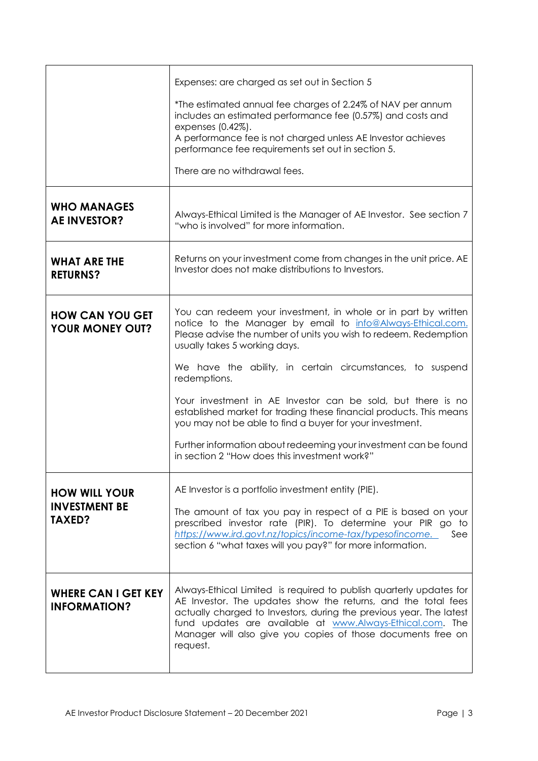| | |
|---|---|
| | Expenses: are charged as set out in Section 5<br><br>*The estimated annual fee charges of 2.24% of NAV per annum includes an estimated performance fee (0.57%) and costs and expenses (0.42%).<br>A performance fee is not charged unless AE Investor achieves performance fee requirements set out in section 5.<br><br>There are no withdrawal fees. |
| **WHO MANAGES AE INVESTOR?** | Always-Ethical Limited is the Manager of AE Investor. See section 7 "who is involved" for more information. |
| **WHAT ARE THE RETURNS?** | Returns on your investment come from changes in the unit price. AE Investor does not make distributions to Investors. |
| **HOW CAN YOU GET YOUR MONEY OUT?** | You can redeem your investment, in whole or in part by written notice to the Manager by email to info@Always-Ethical.com. Please advise the number of units you wish to redeem. Redemption usually takes 5 working days.<br><br>We have the ability, in certain circumstances, to suspend redemptions.<br><br>Your investment in AE Investor can be sold, but there is no established market for trading these financial products. This means you may not be able to find a buyer for your investment.<br><br>Further information about redeeming your investment can be found in section 2 "How does this investment work?" |
| **HOW WILL YOUR INVESTMENT BE TAXED?** | AE Investor is a portfolio investment entity (PIE).<br><br>The amount of tax you pay in respect of a PIE is based on your prescribed investor rate (PIR). To determine your PIR go to *https://www.ird.govt.nz/topics/income-tax/typesofincome.* See section 6 "what taxes will you pay?" for more information. |
| **WHERE CAN I GET KEY INFORMATION?** | Always-Ethical Limited is required to publish quarterly updates for AE Investor. The updates show the returns, and the total fees actually charged to Investors, during the previous year. The latest fund updates are available at www.Always-Ethical.com. The Manager will also give you copies of those documents free on request. |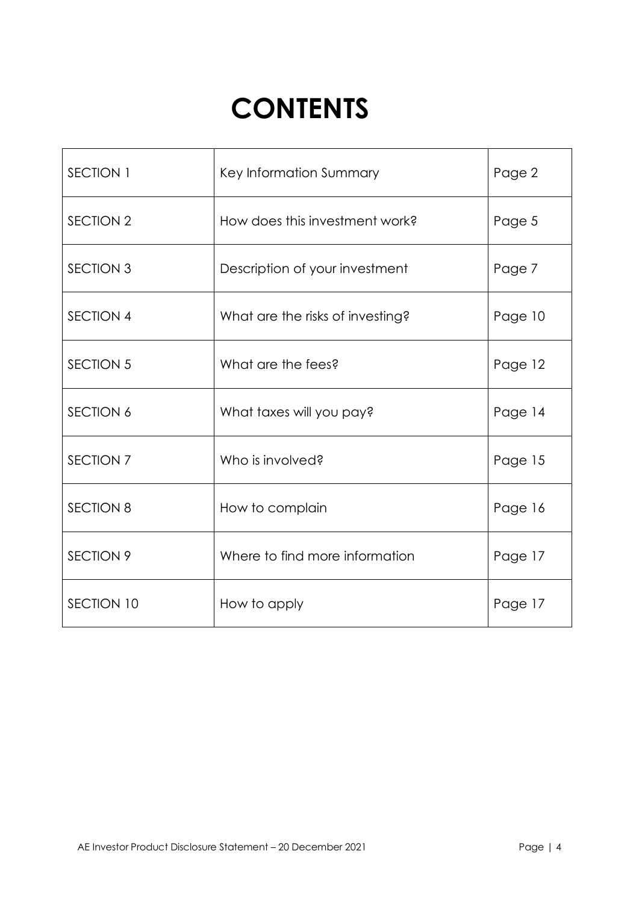# CONTENTS

| | | |
|---|---|---|
| SECTION 1 | Key Information Summary | Page 2 |
| SECTION 2 | How does this investment work? | Page 5 |
| SECTION 3 | Description of your investment | Page 7 |
| SECTION 4 | What are the risks of investing? | Page 10 |
| SECTION 5 | What are the fees? | Page 12 |
| SECTION 6 | What taxes will you pay? | Page 14 |
| SECTION 7 | Who is involved? | Page 15 |
| SECTION 8 | How to complain | Page 16 |
| SECTION 9 | Where to find more information | Page 17 |
| SECTION 10 | How to apply | Page 17 |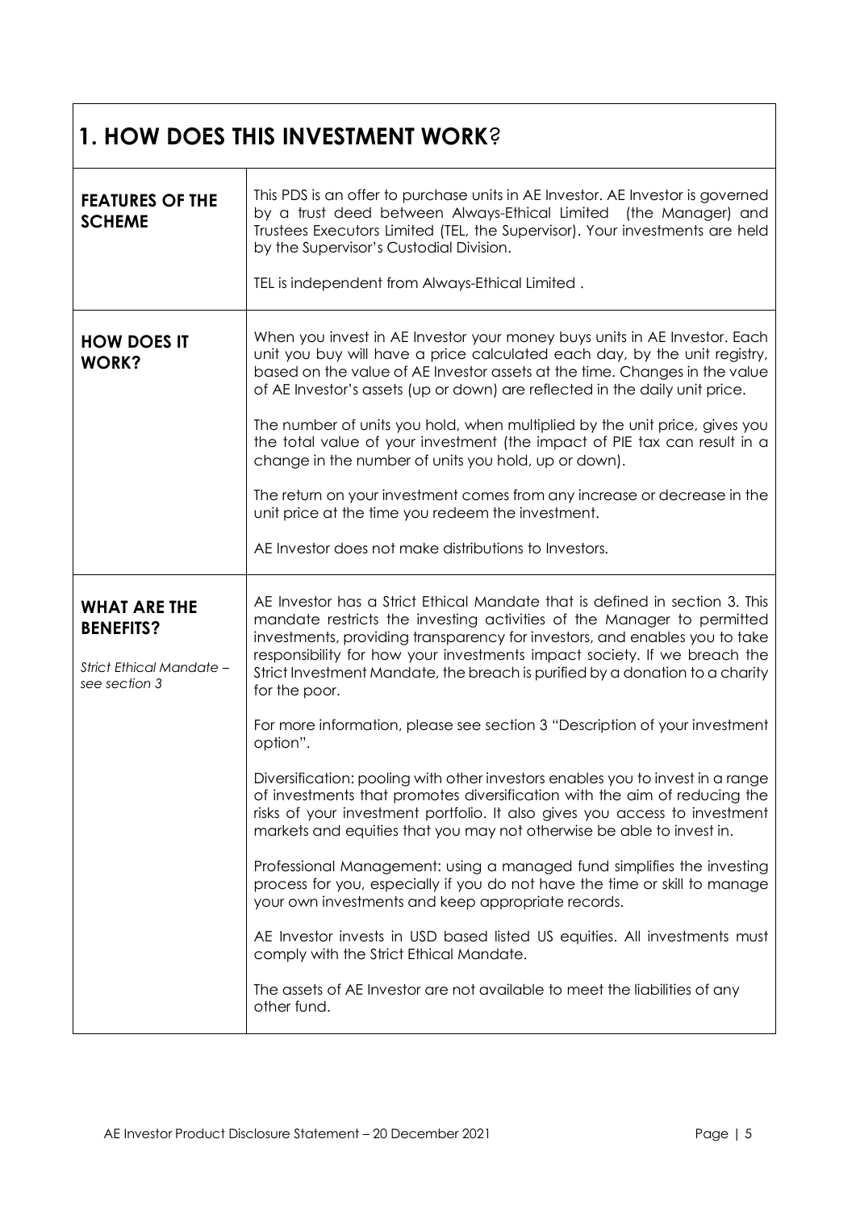# 1. HOW DOES THIS INVESTMENT WORK?

| | |
|---|---|
| **FEATURES OF THE SCHEME** | This PDS is an offer to purchase units in AE Investor. AE Investor is governed by a trust deed between Always-Ethical Limited (the Manager) and Trustees Executors Limited (TEL, the Supervisor). Your investments are held by the Supervisor's Custodial Division.<br><br>TEL is independent from Always-Ethical Limited . |
| **HOW DOES IT WORK?** | When you invest in AE Investor your money buys units in AE Investor. Each unit you buy will have a price calculated each day, by the unit registry, based on the value of AE Investor assets at the time. Changes in the value of AE Investor's assets (up or down) are reflected in the daily unit price.<br><br>The number of units you hold, when multiplied by the unit price, gives you the total value of your investment (the impact of PIE tax can result in a change in the number of units you hold, up or down).<br><br>The return on your investment comes from any increase or decrease in the unit price at the time you redeem the investment.<br><br>AE Investor does not make distributions to Investors. |
| **WHAT ARE THE BENEFITS?**<br><br>*Strict Ethical Mandate – see section 3* | AE Investor has a Strict Ethical Mandate that is defined in section 3. This mandate restricts the investing activities of the Manager to permitted investments, providing transparency for investors, and enables you to take responsibility for how your investments impact society. If we breach the Strict Investment Mandate, the breach is purified by a donation to a charity for the poor.<br><br>For more information, please see section 3 "Description of your investment option".<br><br>Diversification: pooling with other investors enables you to invest in a range of investments that promotes diversification with the aim of reducing the risks of your investment portfolio. It also gives you access to investment markets and equities that you may not otherwise be able to invest in.<br><br>Professional Management: using a managed fund simplifies the investing process for you, especially if you do not have the time or skill to manage your own investments and keep appropriate records.<br><br>AE Investor invests in USD based listed US equities. All investments must comply with the Strict Ethical Mandate.<br><br>The assets of AE Investor are not available to meet the liabilities of any other fund. |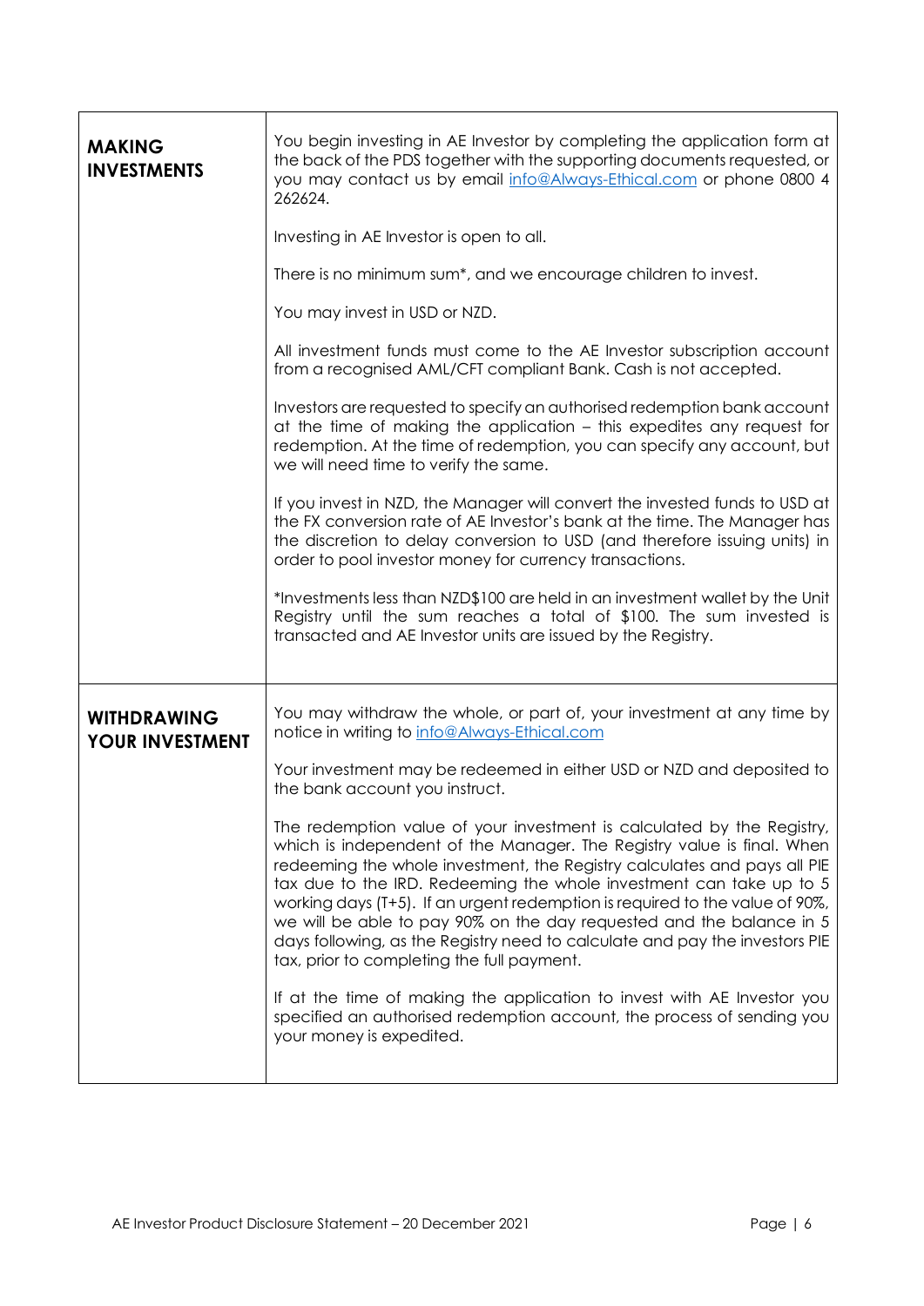| | |
|---|---|
| **MAKING INVESTMENTS** | You begin investing in AE Investor by completing the application form at the back of the PDS together with the supporting documents requested, or you may contact us by email [info@Always-Ethical.com](mailto:info@Always-Ethical.com) or phone 0800 4 262624.<br><br>Investing in AE Investor is open to all.<br><br>There is no minimum sum*, and we encourage children to invest.<br><br>You may invest in USD or NZD.<br><br>All investment funds must come to the AE Investor subscription account from a recognised AML/CFT compliant Bank. Cash is not accepted.<br><br>Investors are requested to specify an authorised redemption bank account at the time of making the application – this expedites any request for redemption. At the time of redemption, you can specify any account, but we will need time to verify the same.<br><br>If you invest in NZD, the Manager will convert the invested funds to USD at the FX conversion rate of AE Investor's bank at the time. The Manager has the discretion to delay conversion to USD (and therefore issuing units) in order to pool investor money for currency transactions.<br><br>*Investments less than NZD$100 are held in an investment wallet by the Unit Registry until the sum reaches a total of $100. The sum invested is transacted and AE Investor units are issued by the Registry. |
| **WITHDRAWING YOUR INVESTMENT** | You may withdraw the whole, or part of, your investment at any time by notice in writing to [info@Always-Ethical.com](mailto:info@Always-Ethical.com)<br><br>Your investment may be redeemed in either USD or NZD and deposited to the bank account you instruct.<br><br>The redemption value of your investment is calculated by the Registry, which is independent of the Manager. The Registry value is final. When redeeming the whole investment, the Registry calculates and pays all PIE tax due to the IRD. Redeeming the whole investment can take up to 5 working days (T+5). If an urgent redemption is required to the value of 90%, we will be able to pay 90% on the day requested and the balance in 5 days following, as the Registry need to calculate and pay the investors PIE tax, prior to completing the full payment.<br><br>If at the time of making the application to invest with AE Investor you specified an authorised redemption account, the process of sending you your money is expedited. |

AE Investor Product Disclosure Statement – 20 December 2021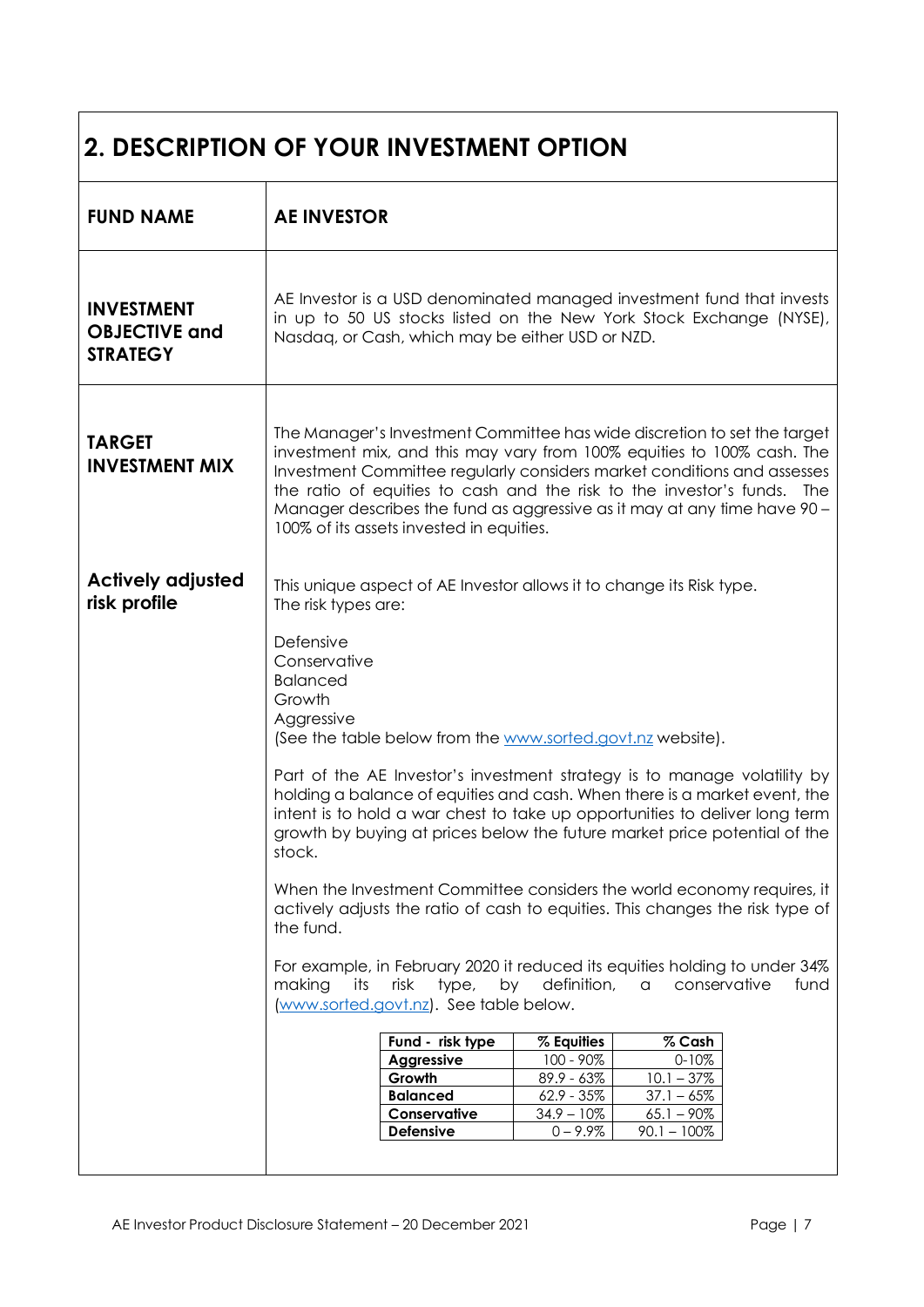## 2. DESCRIPTION OF YOUR INVESTMENT OPTION

**FUND NAME**

**AE INVESTOR**

**INVESTMENT OBJECTIVE and STRATEGY**

AE Investor is a USD denominated managed investment fund that invests in up to 50 US stocks listed on the New York Stock Exchange (NYSE), Nasdaq, or Cash, which may be either USD or NZD.

**TARGET INVESTMENT MIX**

The Manager's Investment Committee has wide discretion to set the target investment mix, and this may vary from 100% equities to 100% cash. The Investment Committee regularly considers market conditions and assesses the ratio of equities to cash and the risk to the investor's funds. The Manager describes the fund as aggressive as it may at any time have 90 – 100% of its assets invested in equities.

**Actively adjusted risk profile**

This unique aspect of AE Investor allows it to change its Risk type. The risk types are:

Defensive
Conservative
Balanced
Growth
Aggressive
(See the table below from the www.sorted.govt.nz website).

Part of the AE Investor's investment strategy is to manage volatility by holding a balance of equities and cash. When there is a market event, the intent is to hold a war chest to take up opportunities to deliver long term growth by buying at prices below the future market price potential of the stock.

When the Investment Committee considers the world economy requires, it actively adjusts the ratio of cash to equities. This changes the risk type of the fund.

For example, in February 2020 it reduced its equities holding to under 34% making its risk type, by definition, a conservative fund (www.sorted.govt.nz). See table below.

| Fund - risk type | % Equities | % Cash |
|---|---|---|
| **Aggressive** | 100 - 90% | 0-10% |
| **Growth** | 89.9 - 63% | 10.1 – 37% |
| **Balanced** | 62.9 - 35% | 37.1 – 65% |
| **Conservative** | 34.9 – 10% | 65.1 – 90% |
| **Defensive** | 0 – 9.9% | 90.1 – 100% |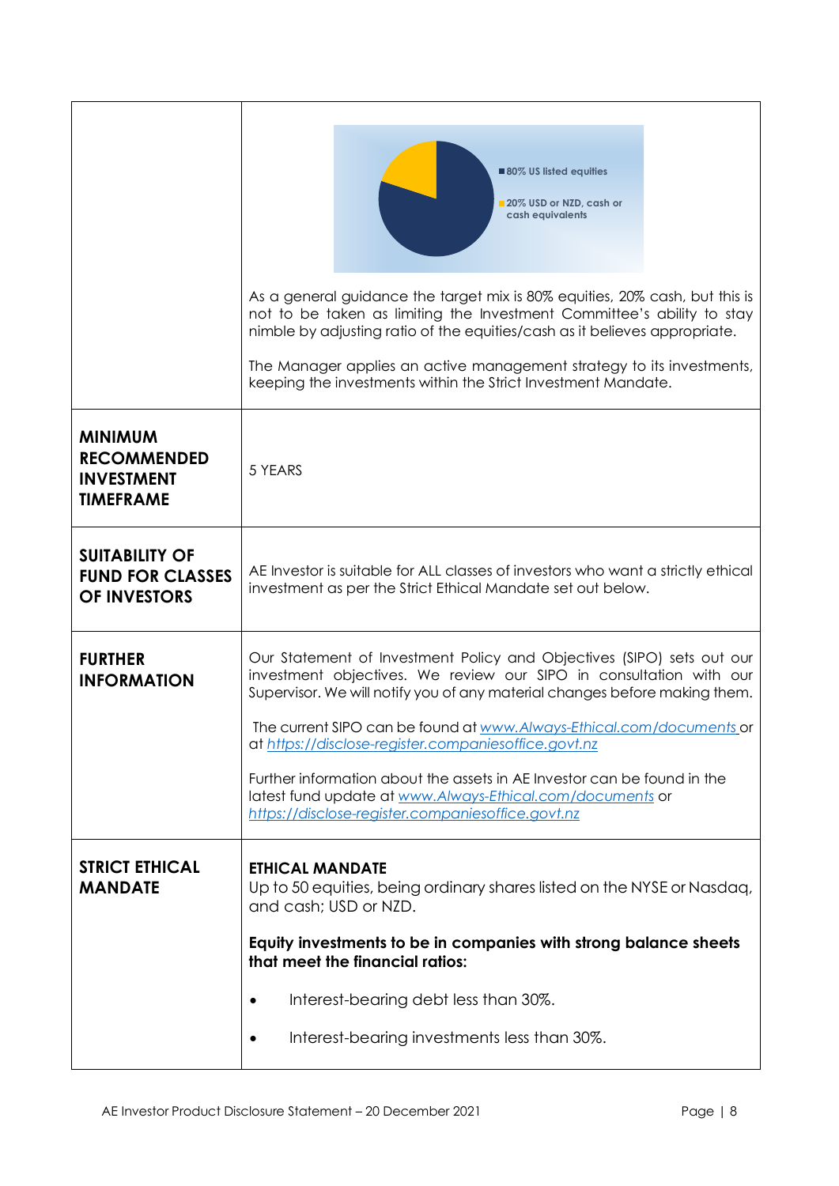| | |
|---|---|
| | 80% US listed equities<br>20% USD or NZD, cash or cash equivalents<br><br>As a general guidance the target mix is 80% equities, 20% cash, but this is not to be taken as limiting the Investment Committee's ability to stay nimble by adjusting ratio of the equities/cash as it believes appropriate.<br><br>The Manager applies an active management strategy to its investments, keeping the investments within the Strict Investment Mandate. |
| **MINIMUM RECOMMENDED INVESTMENT TIMEFRAME** | 5 YEARS |
| **SUITABILITY OF FUND FOR CLASSES OF INVESTORS** | AE Investor is suitable for ALL classes of investors who want a strictly ethical investment as per the Strict Ethical Mandate set out below. |
| **FURTHER INFORMATION** | Our Statement of Investment Policy and Objectives (SIPO) sets out our investment objectives. We review our SIPO in consultation with our Supervisor. We will notify you of any material changes before making them.<br><br>The current SIPO can be found at *www.Always-Ethical.com/documents* or at *https://disclose-register.companiesoffice.govt.nz*<br><br>Further information about the assets in AE Investor can be found in the latest fund update at *www.Always-Ethical.com/documents* or *https://disclose-register.companiesoffice.govt.nz* |
| **STRICT ETHICAL MANDATE** | **ETHICAL MANDATE**<br>Up to 50 equities, being ordinary shares listed on the NYSE or Nasdaq, and cash; USD or NZD.<br><br>**Equity investments to be in companies with strong balance sheets that meet the financial ratios:**<br><br>• Interest-bearing debt less than 30%.<br><br>• Interest-bearing investments less than 30%. |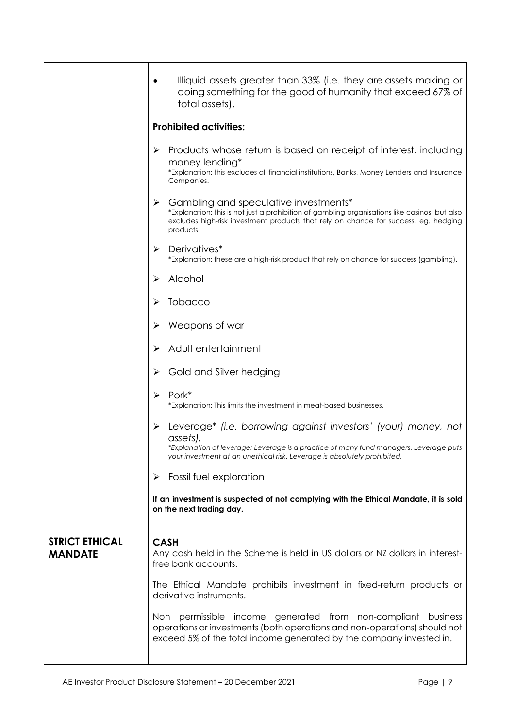| | |
|---|---|
| | • Illiquid assets greater than 33% (i.e. they are assets making or doing something for the good of humanity that exceed 67% of total assets).<br><br>**Prohibited activities:**<br><br>➢ Products whose return is based on receipt of interest, including money lending*<br>*Explanation: this excludes all financial institutions, Banks, Money Lenders and Insurance Companies.<br><br>➢ Gambling and speculative investments*<br>*Explanation: this is not just a prohibition of gambling organisations like casinos, but also excludes high-risk investment products that rely on chance for success, eg. hedging products.<br><br>➢ Derivatives*<br>*Explanation: these are a high-risk product that rely on chance for success (gambling).<br><br>➢ Alcohol<br><br>➢ Tobacco<br><br>➢ Weapons of war<br><br>➢ Adult entertainment<br><br>➢ Gold and Silver hedging<br><br>➢ Pork*<br>*Explanation: This limits the investment in meat-based businesses.<br><br>➢ Leverage* *(i.e. borrowing against investors' (your) money, not assets).*<br>*\*Explanation of leverage: Leverage is a practice of many fund managers. Leverage puts your investment at an unethical risk. Leverage is absolutely prohibited.*<br><br>➢ Fossil fuel exploration<br><br>**If an investment is suspected of not complying with the Ethical Mandate, it is sold on the next trading day.** |
| **STRICT ETHICAL MANDATE** | **CASH**<br>Any cash held in the Scheme is held in US dollars or NZ dollars in interest-free bank accounts.<br><br>The Ethical Mandate prohibits investment in fixed-return products or derivative instruments.<br><br>Non permissible income generated from non-compliant business operations or investments (both operations and non-operations) should not exceed 5% of the total income generated by the company invested in. |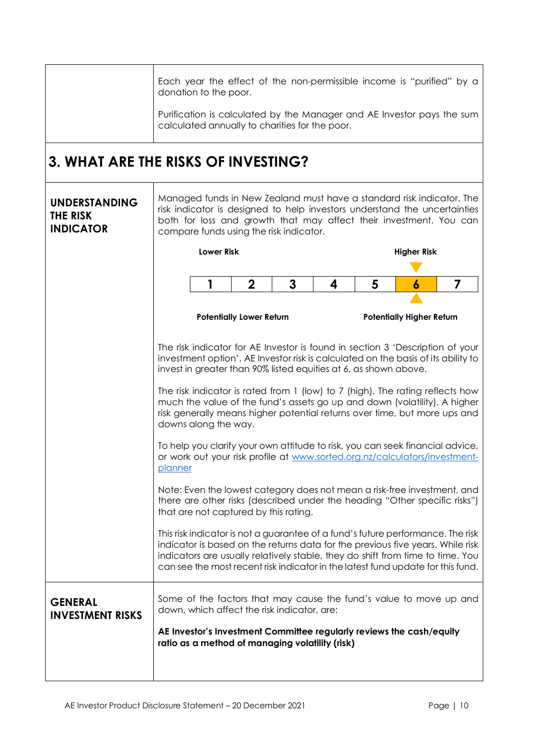Each year the effect of the non-permissible income is "purified" by a donation to the poor.

Purification is calculated by the Manager and AE Investor pays the sum calculated annually to charities for the poor.

## 3. WHAT ARE THE RISKS OF INVESTING?

### UNDERSTANDING THE RISK INDICATOR

Managed funds in New Zealand must have a standard risk indicator. The risk indicator is designed to help investors understand the uncertainties both for loss and growth that may affect their investment. You can compare funds using the risk indicator.

| Lower Risk | | | | | | Higher Risk |
|---|---|---|---|---|---|---|
| 1 | 2 | 3 | 4 | 5 | **6** | 7 |
| Potentially Lower Return | | | | | | Potentially Higher Return |

The risk indicator for AE Investor is found in section 3 'Description of your investment option'. AE Investor risk is calculated on the basis of its ability to invest in greater than 90% listed equities at 6, as shown above.

The risk indicator is rated from 1 (low) to 7 (high). The rating reflects how much the value of the fund's assets go up and down (volatility). A higher risk generally means higher potential returns over time, but more ups and downs along the way.

To help you clarify your own attitude to risk, you can seek financial advice, or work out your risk profile at www.sorted.org.nz/calculators/investment-planner

Note: Even the lowest category does not mean a risk-free investment, and there are other risks (described under the heading "Other specific risks") that are not captured by this rating.

This risk indicator is not a guarantee of a fund's future performance. The risk indicator is based on the returns data for the previous five years. While risk indicators are usually relatively stable, they do shift from time to time. You can see the most recent risk indicator in the latest fund update for this fund.

### GENERAL INVESTMENT RISKS

Some of the factors that may cause the fund's value to move up and down, which affect the risk indicator, are:

**AE Investor's Investment Committee regularly reviews the cash/equity ratio as a method of managing volatility (risk)**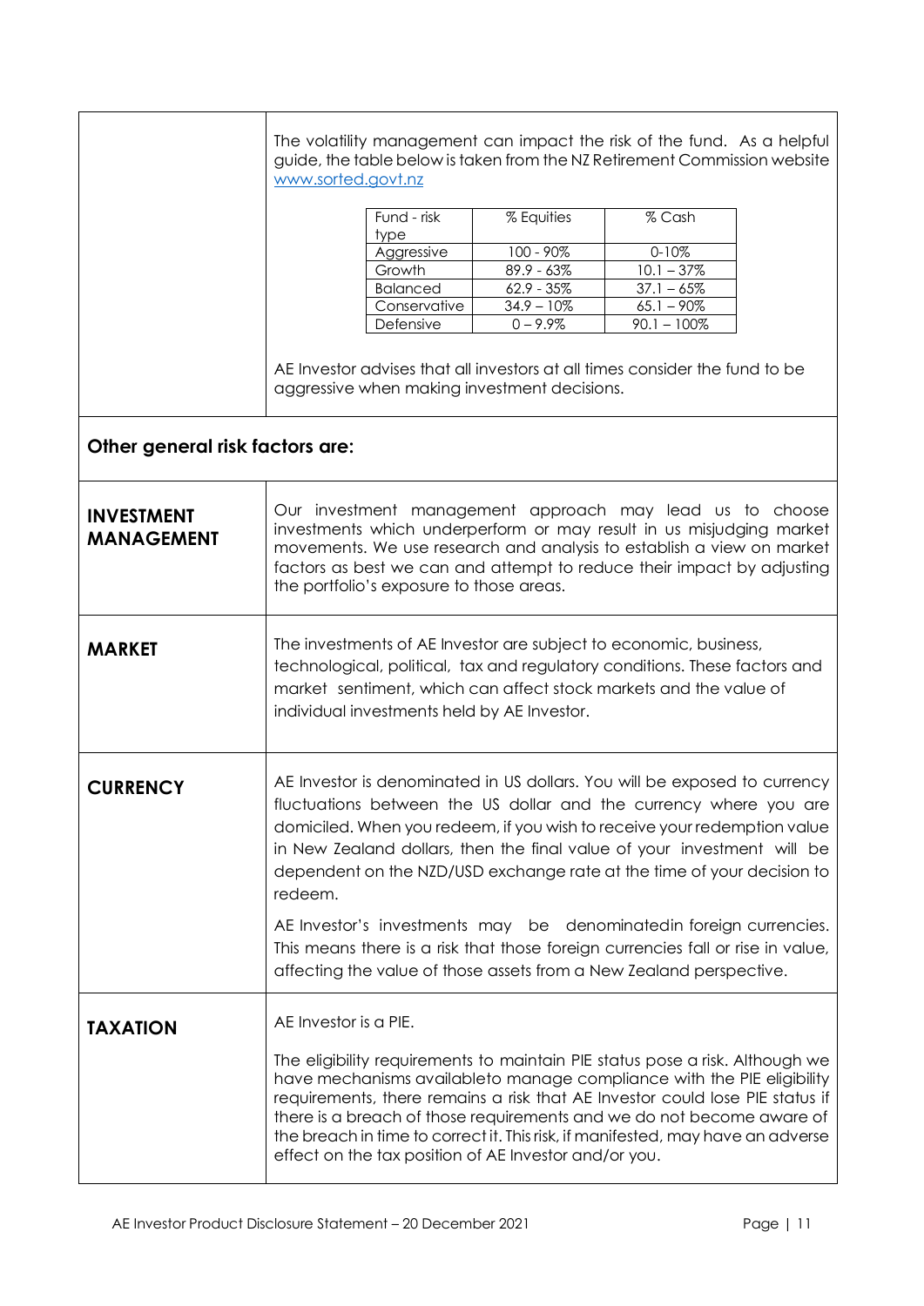The volatility management can impact the risk of the fund. As a helpful guide, the table below is taken from the NZ Retirement Commission website www.sorted.govt.nz

| Fund - risk type | % Equities | % Cash |
|---|---|---|
| Aggressive | 100 - 90% | 0-10% |
| Growth | 89.9 - 63% | 10.1 – 37% |
| Balanced | 62.9 - 35% | 37.1 – 65% |
| Conservative | 34.9 – 10% | 65.1 – 90% |
| Defensive | 0 – 9.9% | 90.1 – 100% |

AE Investor advises that all investors at all times consider the fund to be aggressive when making investment decisions.

## Other general risk factors are:

**INVESTMENT MANAGEMENT**

Our investment management approach may lead us to choose investments which underperform or may result in us misjudging market movements. We use research and analysis to establish a view on market factors as best we can and attempt to reduce their impact by adjusting the portfolio's exposure to those areas.

**MARKET**

The investments of AE Investor are subject to economic, business, technological, political, tax and regulatory conditions. These factors and market sentiment, which can affect stock markets and the value of individual investments held by AE Investor.

**CURRENCY**

AE Investor is denominated in US dollars. You will be exposed to currency fluctuations between the US dollar and the currency where you are domiciled. When you redeem, if you wish to receive your redemption value in New Zealand dollars, then the final value of your investment will be dependent on the NZD/USD exchange rate at the time of your decision to redeem.

AE Investor's investments may be denominatedin foreign currencies. This means there is a risk that those foreign currencies fall or rise in value, affecting the value of those assets from a New Zealand perspective.

**TAXATION**

AE Investor is a PIE.

The eligibility requirements to maintain PIE status pose a risk. Although we have mechanisms availableto manage compliance with the PIE eligibility requirements, there remains a risk that AE Investor could lose PIE status if there is a breach of those requirements and we do not become aware of the breach in time to correct it. This risk, if manifested, may have an adverse effect on the tax position of AE Investor and/or you.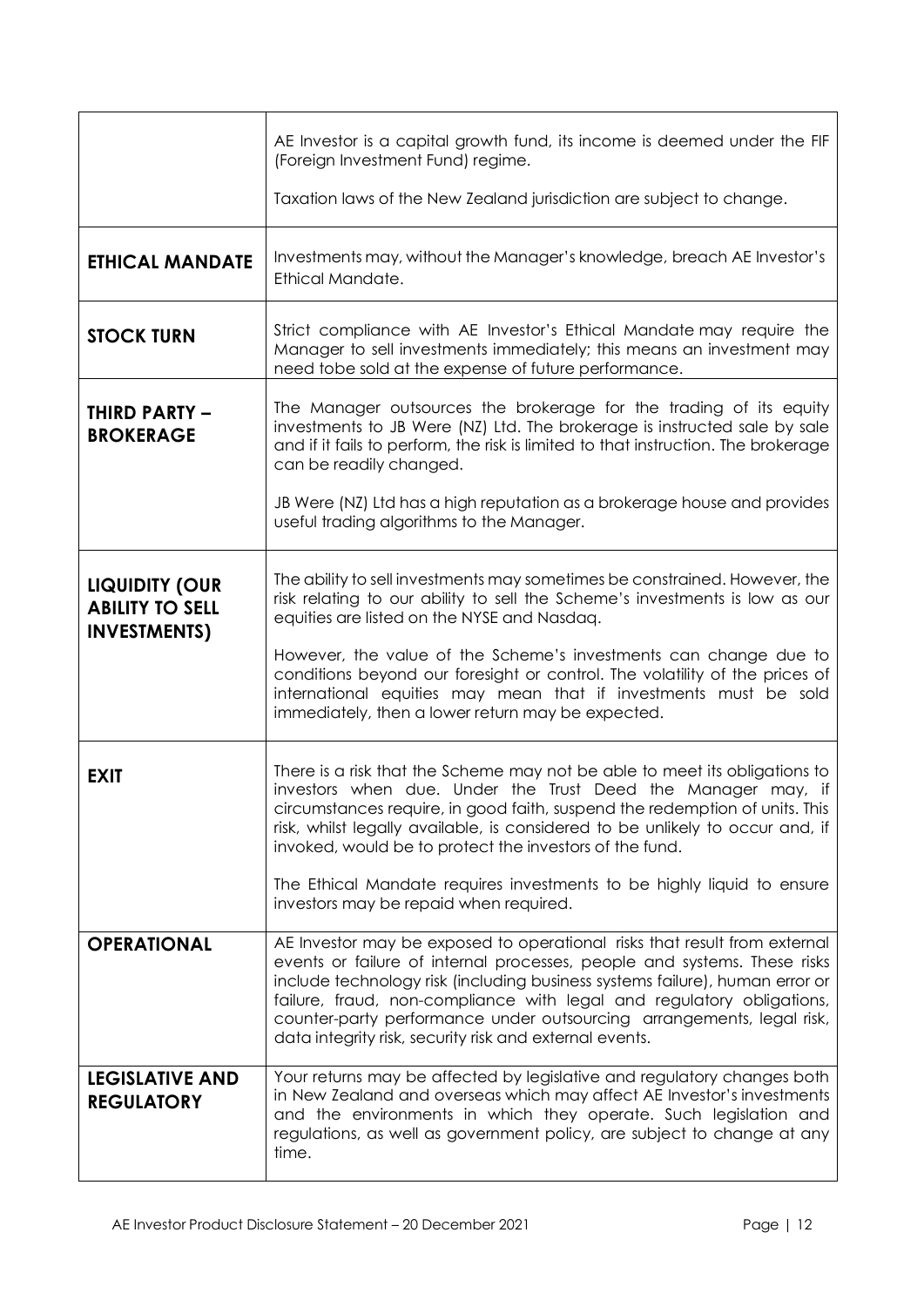| | |
|---|---|
| | AE Investor is a capital growth fund, its income is deemed under the FIF (Foreign Investment Fund) regime.<br><br>Taxation laws of the New Zealand jurisdiction are subject to change. |
| **ETHICAL MANDATE** | Investments may, without the Manager's knowledge, breach AE Investor's Ethical Mandate. |
| **STOCK TURN** | Strict compliance with AE Investor's Ethical Mandate may require the Manager to sell investments immediately; this means an investment may need tobe sold at the expense of future performance. |
| **THIRD PARTY – BROKERAGE** | The Manager outsources the brokerage for the trading of its equity investments to JB Were (NZ) Ltd. The brokerage is instructed sale by sale and if it fails to perform, the risk is limited to that instruction. The brokerage can be readily changed.<br><br>JB Were (NZ) Ltd has a high reputation as a brokerage house and provides useful trading algorithms to the Manager. |
| **LIQUIDITY (OUR ABILITY TO SELL INVESTMENTS)** | The ability to sell investments may sometimes be constrained. However, the risk relating to our ability to sell the Scheme's investments is low as our equities are listed on the NYSE and Nasdaq.<br><br>However, the value of the Scheme's investments can change due to conditions beyond our foresight or control. The volatility of the prices of international equities may mean that if investments must be sold immediately, then a lower return may be expected. |
| **EXIT** | There is a risk that the Scheme may not be able to meet its obligations to investors when due. Under the Trust Deed the Manager may, if circumstances require, in good faith, suspend the redemption of units. This risk, whilst legally available, is considered to be unlikely to occur and, if invoked, would be to protect the investors of the fund.<br><br>The Ethical Mandate requires investments to be highly liquid to ensure investors may be repaid when required. |
| **OPERATIONAL** | AE Investor may be exposed to operational risks that result from external events or failure of internal processes, people and systems. These risks include technology risk (including business systems failure), human error or failure, fraud, non-compliance with legal and regulatory obligations, counter-party performance under outsourcing arrangements, legal risk, data integrity risk, security risk and external events. |
| **LEGISLATIVE AND REGULATORY** | Your returns may be affected by legislative and regulatory changes both in New Zealand and overseas which may affect AE Investor's investments and the environments in which they operate. Such legislation and regulations, as well as government policy, are subject to change at any time. |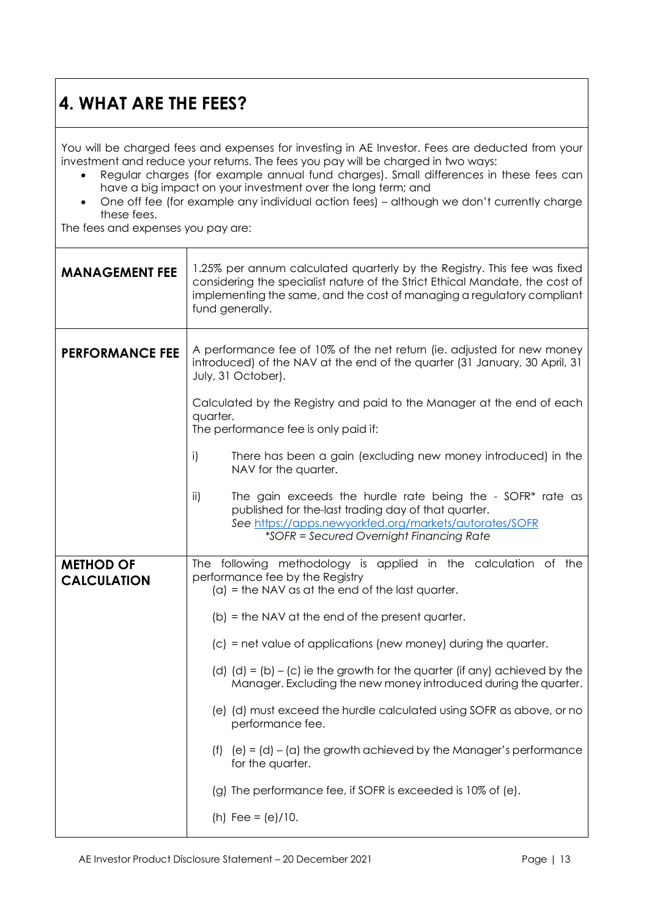## 4. WHAT ARE THE FEES?

You will be charged fees and expenses for investing in AE Investor. Fees are deducted from your investment and reduce your returns. The fees you pay will be charged in two ways:

- Regular charges (for example annual fund charges). Small differences in these fees can have a big impact on your investment over the long term; and
- One off fee (for example any individual action fees) – although we don't currently charge these fees.

The fees and expenses you pay are:

| | |
|---|---|
| **MANAGEMENT FEE** | 1.25% per annum calculated quarterly by the Registry. This fee was fixed considering the specialist nature of the Strict Ethical Mandate, the cost of implementing the same, and the cost of managing a regulatory compliant fund generally. |
| **PERFORMANCE FEE** | A performance fee of 10% of the net return (ie. adjusted for new money introduced) of the NAV at the end of the quarter (31 January, 30 April, 31 July, 31 October).<br><br>Calculated by the Registry and paid to the Manager at the end of each quarter.<br>The performance fee is only paid if:<br><br>i) There has been a gain (excluding new money introduced) in the NAV for the quarter.<br><br>ii) The gain exceeds the hurdle rate being the - SOFR* rate as published for the-last trading day of that quarter.<br>*See* [https://apps.newyorkfed.org/markets/autorates/SOFR](https://apps.newyorkfed.org/markets/autorates/SOFR)<br>**SOFR = Secured Overnight Financing Rate* |
| **METHOD OF CALCULATION** | The following methodology is applied in the calculation of the performance fee by the Registry<br>(a) = the NAV as at the end of the last quarter.<br><br>(b) = the NAV at the end of the present quarter.<br><br>(c) = net value of applications (new money) during the quarter.<br><br>(d) (d) = (b) – (c) ie the growth for the quarter (if any) achieved by the Manager. Excluding the new money introduced during the quarter.<br><br>(e) (d) must exceed the hurdle calculated using SOFR as above, or no performance fee.<br><br>(f) (e) = (d) – (a) the growth achieved by the Manager's performance for the quarter.<br><br>(g) The performance fee, if SOFR is exceeded is 10% of (e).<br><br>(h) Fee = (e)/10. |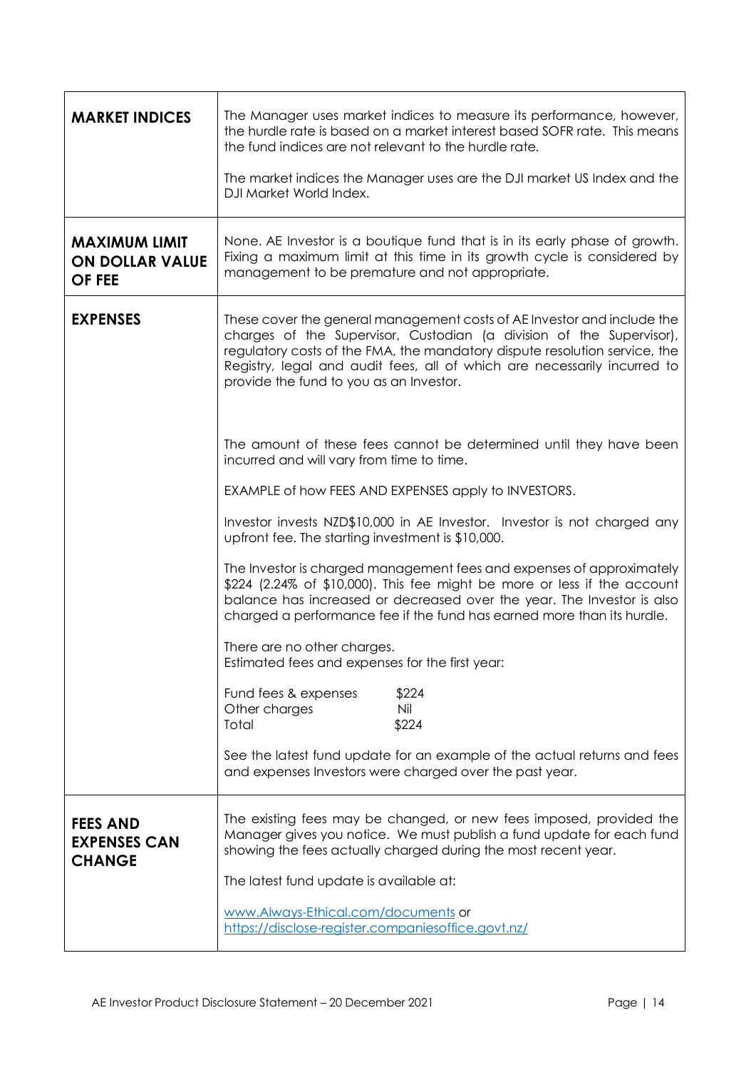| | |
|---|---|
| **MARKET INDICES** | The Manager uses market indices to measure its performance, however, the hurdle rate is based on a market interest based SOFR rate. This means the fund indices are not relevant to the hurdle rate.<br><br>The market indices the Manager uses are the DJI market US Index and the DJI Market World Index. |
| **MAXIMUM LIMIT ON DOLLAR VALUE OF FEE** | None. AE Investor is a boutique fund that is in its early phase of growth. Fixing a maximum limit at this time in its growth cycle is considered by management to be premature and not appropriate. |
| **EXPENSES** | These cover the general management costs of AE Investor and include the charges of the Supervisor, Custodian (a division of the Supervisor), regulatory costs of the FMA, the mandatory dispute resolution service, the Registry, legal and audit fees, all of which are necessarily incurred to provide the fund to you as an Investor.<br><br>The amount of these fees cannot be determined until they have been incurred and will vary from time to time.<br><br>EXAMPLE of how FEES AND EXPENSES apply to INVESTORS.<br><br>Investor invests NZD$10,000 in AE Investor. Investor is not charged any upfront fee. The starting investment is $10,000.<br><br>The Investor is charged management fees and expenses of approximately $224 (2.24% of $10,000). This fee might be more or less if the account balance has increased or decreased over the year. The Investor is also charged a performance fee if the fund has earned more than its hurdle.<br><br>There are no other charges.<br>Estimated fees and expenses for the first year:<br><br>Fund fees & expenses $224<br>Other charges Nil<br>Total $224<br><br>See the latest fund update for an example of the actual returns and fees and expenses Investors were charged over the past year. |
| **FEES AND EXPENSES CAN CHANGE** | The existing fees may be changed, or new fees imposed, provided the Manager gives you notice. We must publish a fund update for each fund showing the fees actually charged during the most recent year.<br><br>The latest fund update is available at:<br><br>www.Always-Ethical.com/documents or<br>https://disclose-register.companiesoffice.govt.nz/ |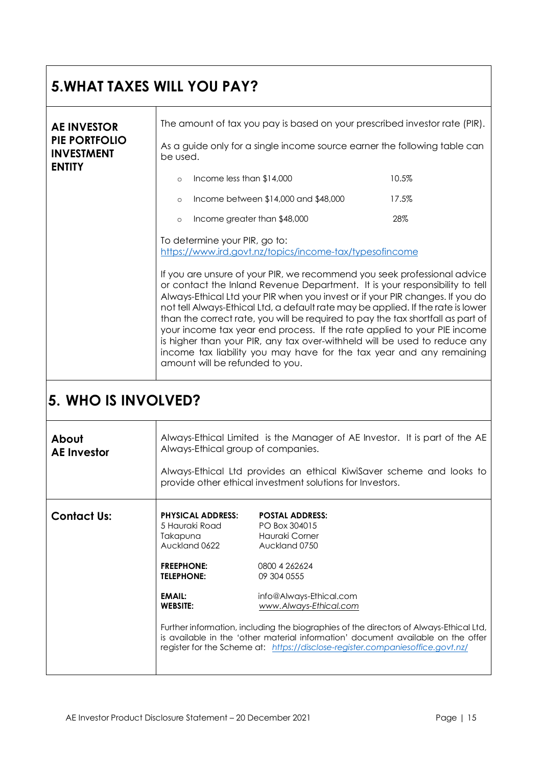## 5.WHAT TAXES WILL YOU PAY?

| | |
|---|---|
| **AE INVESTOR PIE PORTFOLIO INVESTMENT ENTITY** | The amount of tax you pay is based on your prescribed investor rate (PIR).<br><br>As a guide only for a single income source earner the following table can be used.<br><br>○ Income less than $14,000 — 10.5%<br>○ Income between $14,000 and $48,000 — 17.5%<br>○ Income greater than $48,000 — 28%<br><br>To determine your PIR, go to: https://www.ird.govt.nz/topics/income-tax/typesofincome<br><br>If you are unsure of your PIR, we recommend you seek professional advice or contact the Inland Revenue Department. It is your responsibility to tell Always-Ethical Ltd your PIR when you invest or if your PIR changes. If you do not tell Always-Ethical Ltd, a default rate may be applied. If the rate is lower than the correct rate, you will be required to pay the tax shortfall as part of your income tax year end process. If the rate applied to your PIE income is higher than your PIR, any tax over-withheld will be used to reduce any income tax liability you may have for the tax year and any remaining amount will be refunded to you. |

## 5. WHO IS INVOLVED?

| | |
|---|---|
| **About AE Investor** | Always-Ethical Limited is the Manager of AE Investor. It is part of the AE Always-Ethical group of companies.<br><br>Always-Ethical Ltd provides an ethical KiwiSaver scheme and looks to provide other ethical investment solutions for Investors. |
| **Contact Us:** | **PHYSICAL ADDRESS:** 5 Hauraki Road, Takapuna, Auckland 0622<br>**POSTAL ADDRESS:** PO Box 304015, Hauraki Corner, Auckland 0750<br><br>**FREEPHONE:** 0800 4 262624<br>**TELEPHONE:** 09 304 0555<br><br>**EMAIL:** info@Always-Ethical.com<br>**WEBSITE:** *www.Always-Ethical.com*<br><br>Further information, including the biographies of the directors of Always-Ethical Ltd, is available in the 'other material information' document available on the offer register for the Scheme at: *https://disclose-register.companiesoffice.govt.nz/* |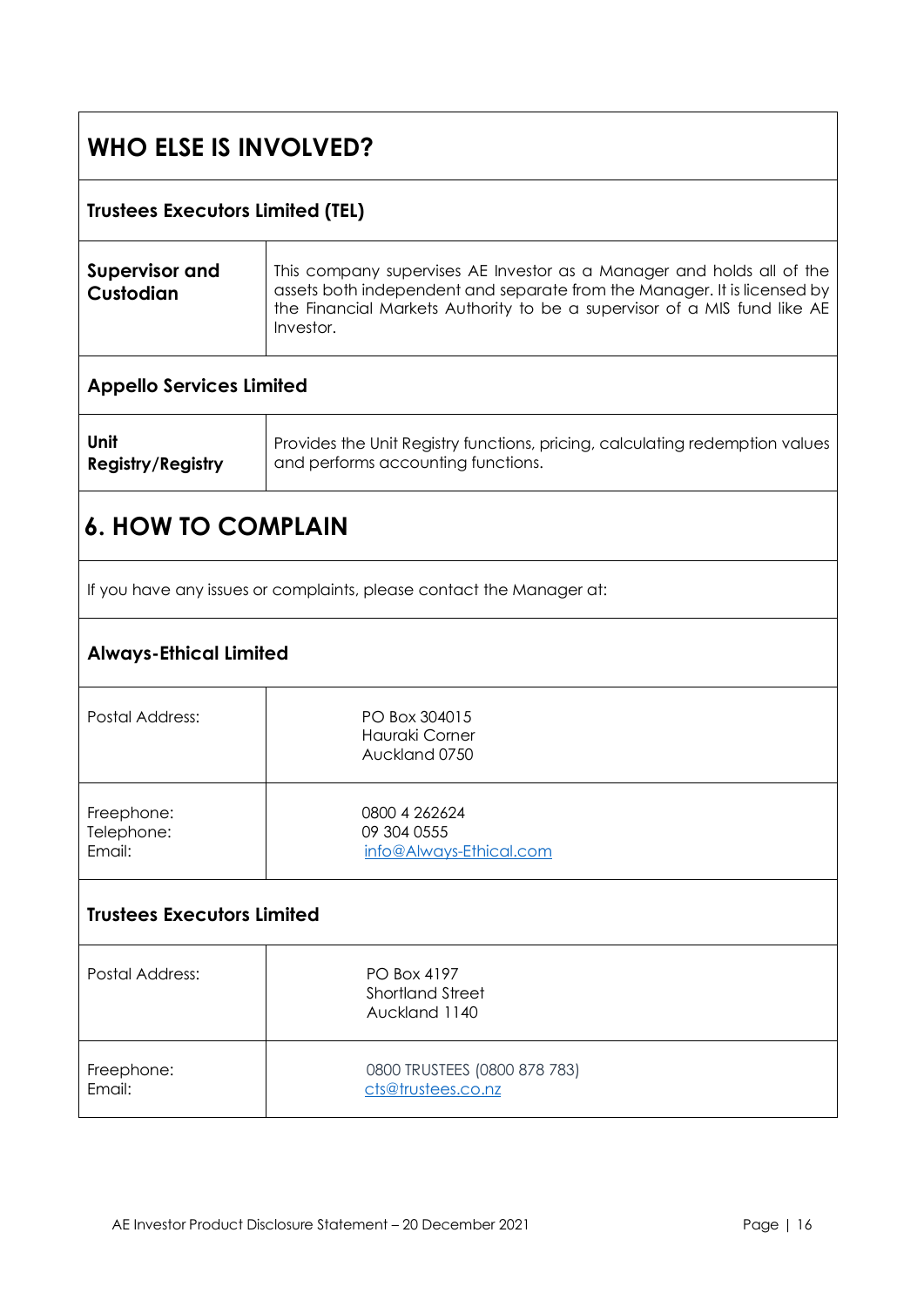## WHO ELSE IS INVOLVED?

### Trustees Executors Limited (TEL)

| | |
|---|---|
| **Supervisor and Custodian** | This company supervises AE Investor as a Manager and holds all of the assets both independent and separate from the Manager. It is licensed by the Financial Markets Authority to be a supervisor of a MIS fund like AE Investor. |

### Appello Services Limited

| | |
|---|---|
| **Unit Registry/Registry** | Provides the Unit Registry functions, pricing, calculating redemption values and performs accounting functions. |

## 6. HOW TO COMPLAIN

If you have any issues or complaints, please contact the Manager at:

### Always-Ethical Limited

| | |
|---|---|
| Postal Address: | PO Box 304015<br>Hauraki Corner<br>Auckland 0750 |
| Freephone:<br>Telephone:<br>Email: | 0800 4 262624<br>09 304 0555<br>info@Always-Ethical.com |

### Trustees Executors Limited

| | |
|---|---|
| Postal Address: | PO Box 4197<br>Shortland Street<br>Auckland 1140 |
| Freephone:<br>Email: | 0800 TRUSTEES (0800 878 783)<br>cts@trustees.co.nz |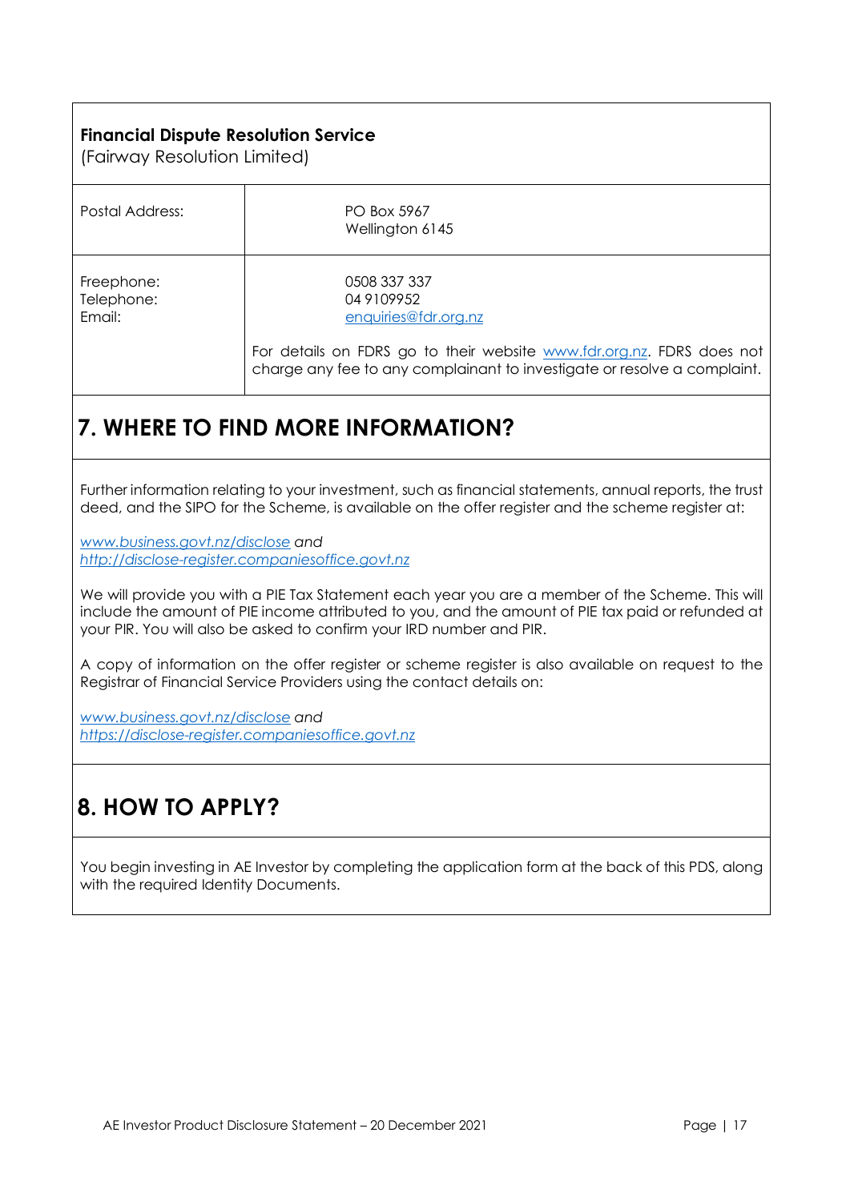**Financial Dispute Resolution Service**
(Fairway Resolution Limited)

| | |
|---|---|
| Postal Address: | PO Box 5967<br>Wellington 6145 |
| Freephone:<br>Telephone:<br>Email: | 0508 337 337<br>04 9109952<br>enquiries@fdr.org.nz<br><br>For details on FDRS go to their website www.fdr.org.nz. FDRS does not charge any fee to any complainant to investigate or resolve a complaint. |

## 7. WHERE TO FIND MORE INFORMATION?

Further information relating to your investment, such as financial statements, annual reports, the trust deed, and the SIPO for the Scheme, is available on the offer register and the scheme register at:

*www.business.govt.nz/disclose and*
*http://disclose-register.companiesoffice.govt.nz*

We will provide you with a PIE Tax Statement each year you are a member of the Scheme. This will include the amount of PIE income attributed to you, and the amount of PIE tax paid or refunded at your PIR. You will also be asked to confirm your IRD number and PIR.

A copy of information on the offer register or scheme register is also available on request to the Registrar of Financial Service Providers using the contact details on:

*www.business.govt.nz/disclose and*
*https://disclose-register.companiesoffice.govt.nz*

## 8. HOW TO APPLY?

You begin investing in AE Investor by completing the application form at the back of this PDS, along with the required Identity Documents.